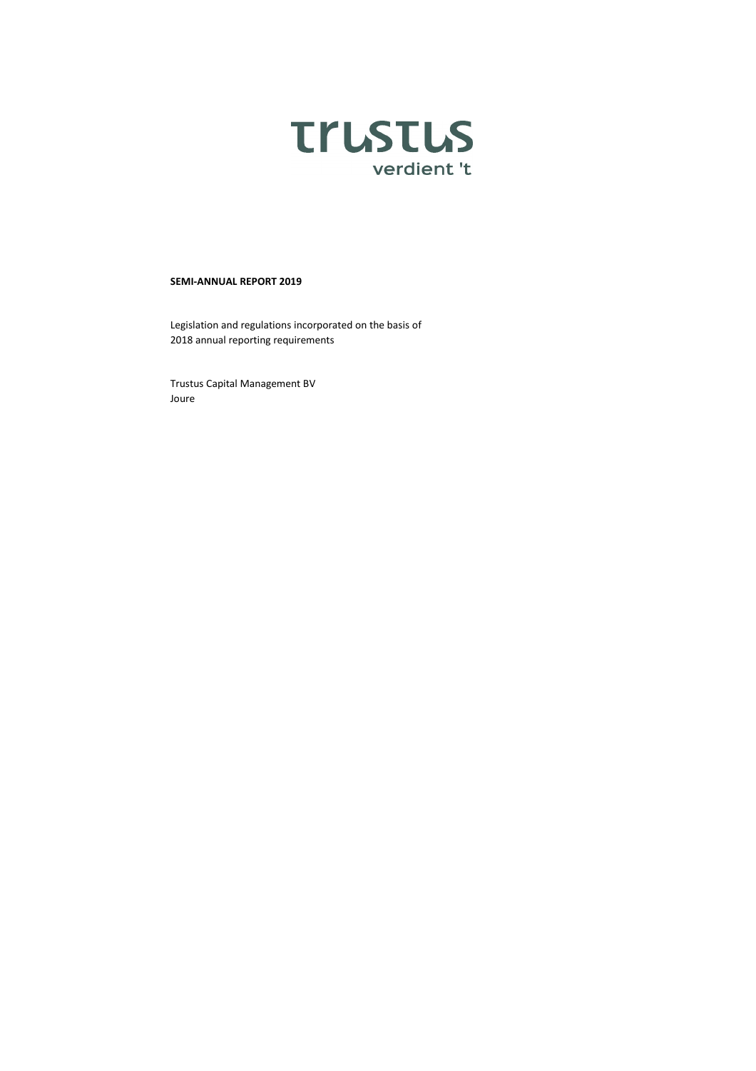trustus

verdient 't

**SEMI-ANNUAL REPORT 2019**

Legislation and regulations incorporated on the basis of
2018 annual reporting requirements

Trustus Capital Management BV
Joure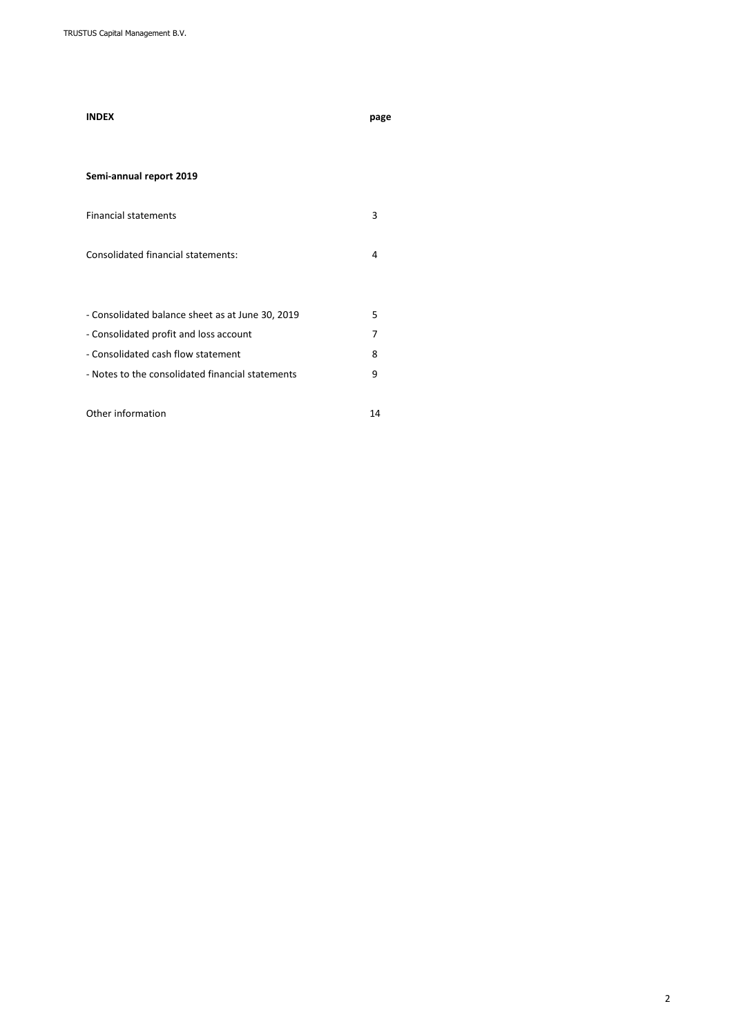| **INDEX** | **page** |
|---|---|
| | |
| **Semi-annual report 2019** | |
| Financial statements | 3 |
| Consolidated financial statements: | 4 |
| - Consolidated balance sheet as at June 30, 2019 | 5 |
| - Consolidated profit and loss account | 7 |
| - Consolidated cash flow statement | 8 |
| - Notes to the consolidated financial statements | 9 |
| Other information | 14 |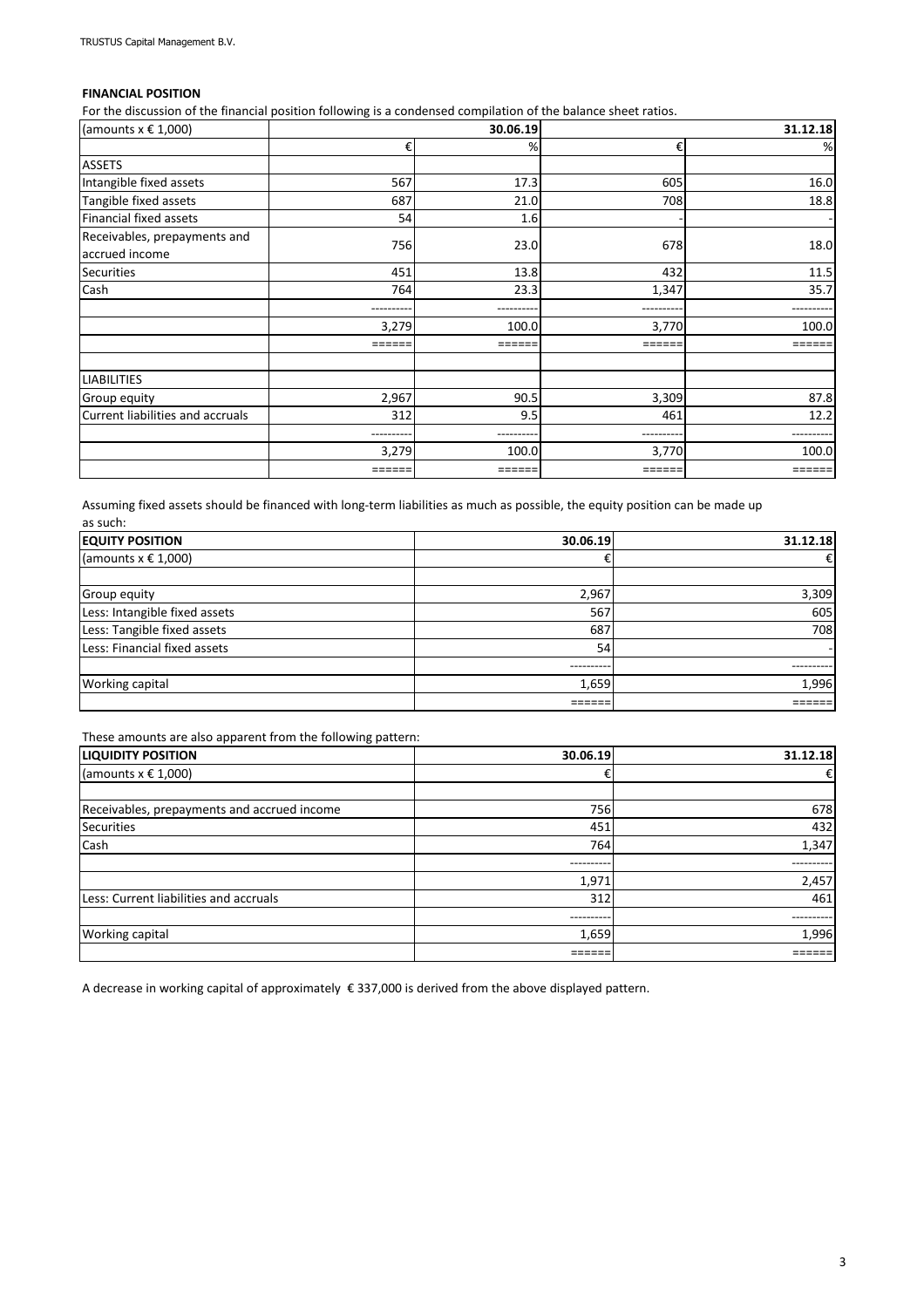## FINANCIAL POSITION

For the discussion of the financial position following is a condensed compilation of the balance sheet ratios.

| (amounts x € 1,000) | 30.06.19 | | 31.12.18 | |
|---|---|---|---|---|
| | € | % | € | % |
| ASSETS | | | | |
| Intangible fixed assets | 567 | 17.3 | 605 | 16.0 |
| Tangible fixed assets | 687 | 21.0 | 708 | 18.8 |
| Financial fixed assets | 54 | 1.6 | - | - |
| Receivables, prepayments and accrued income | 756 | 23.0 | 678 | 18.0 |
| Securities | 451 | 13.8 | 432 | 11.5 |
| Cash | 764 | 23.3 | 1,347 | 35.7 |
| | ---------- | ---------- | ---------- | ---------- |
| | 3,279 | 100.0 | 3,770 | 100.0 |
| | ====== | ====== | ====== | ====== |
| | | | | |
| LIABILITIES | | | | |
| Group equity | 2,967 | 90.5 | 3,309 | 87.8 |
| Current liabilities and accruals | 312 | 9.5 | 461 | 12.2 |
| | ---------- | ---------- | ---------- | ---------- |
| | 3,279 | 100.0 | 3,770 | 100.0 |
| | ====== | ====== | ====== | ====== |

Assuming fixed assets should be financed with long-term liabilities as much as possible, the equity position can be made up as such:

| EQUITY POSITION | 30.06.19 | 31.12.18 |
|---|---|---|
| (amounts x € 1,000) | € | € |
| | | |
| Group equity | 2,967 | 3,309 |
| Less: Intangible fixed assets | 567 | 605 |
| Less: Tangible fixed assets | 687 | 708 |
| Less: Financial fixed assets | 54 | - |
| | ---------- | ---------- |
| Working capital | 1,659 | 1,996 |
| | ====== | ====== |

These amounts are also apparent from the following pattern:

| LIQUIDITY POSITION | 30.06.19 | 31.12.18 |
|---|---|---|
| (amounts x € 1,000) | € | € |
| | | |
| Receivables, prepayments and accrued income | 756 | 678 |
| Securities | 451 | 432 |
| Cash | 764 | 1,347 |
| | ---------- | ---------- |
| | 1,971 | 2,457 |
| Less: Current liabilities and accruals | 312 | 461 |
| | ---------- | ---------- |
| Working capital | 1,659 | 1,996 |
| | ====== | ====== |

A decrease in working capital of approximately € 337,000 is derived from the above displayed pattern.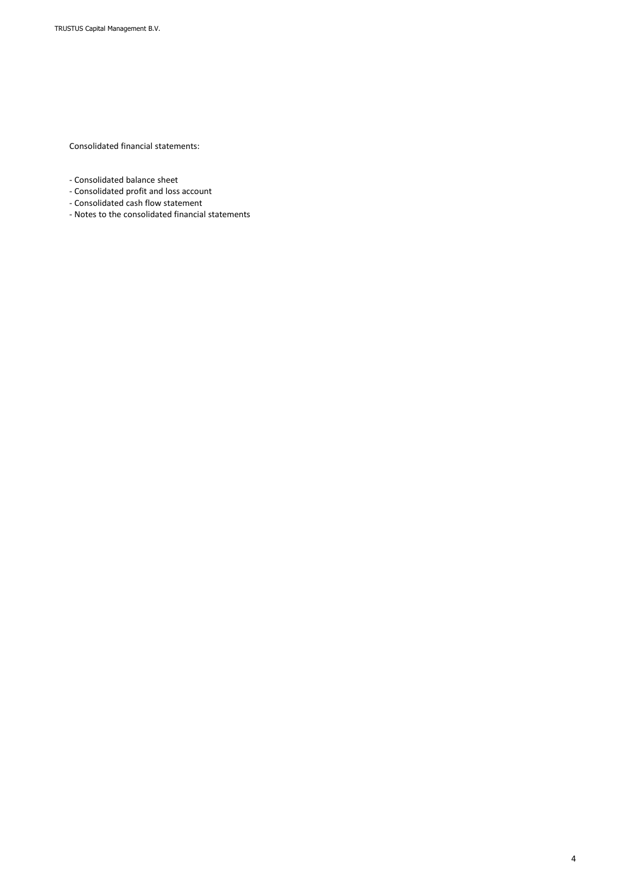Consolidated financial statements:

- Consolidated balance sheet
- Consolidated profit and loss account
- Consolidated cash flow statement
- Notes to the consolidated financial statements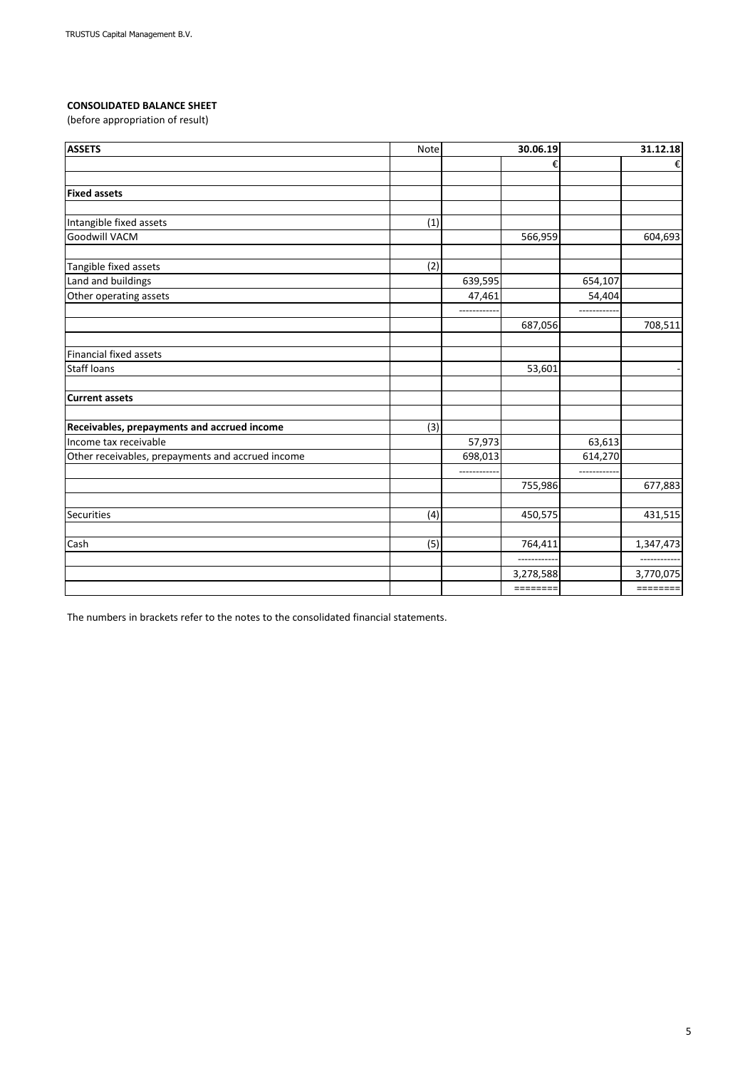**CONSOLIDATED BALANCE SHEET**

(before appropriation of result)

| ASSETS | Note | | 30.06.19 | | 31.12.18 |
|---|---|---|---|---|---|
| | | | € | | € |
| | | | | | |
| **Fixed assets** | | | | | |
| | | | | | |
| Intangible fixed assets | (1) | | | | |
| Goodwill VACM | | | 566,959 | | 604,693 |
| | | | | | |
| Tangible fixed assets | (2) | | | | |
| Land and buildings | | 639,595 | | 654,107 | |
| Other operating assets | | 47,461 | | 54,404 | |
| | | ----------- | | ----------- | |
| | | | 687,056 | | 708,511 |
| | | | | | |
| Financial fixed assets | | | | | |
| Staff loans | | | 53,601 | | - |
| | | | | | |
| **Current assets** | | | | | |
| | | | | | |
| **Receivables, prepayments and accrued income** | (3) | | | | |
| Income tax receivable | | 57,973 | | 63,613 | |
| Other receivables, prepayments and accrued income | | 698,013 | | 614,270 | |
| | | ----------- | | ----------- | |
| | | | 755,986 | | 677,883 |
| | | | | | |
| Securities | (4) | | 450,575 | | 431,515 |
| | | | | | |
| Cash | (5) | | 764,411 | | 1,347,473 |
| | | | ----------- | | ----------- |
| | | | 3,278,588 | | 3,770,075 |
| | | | ======== | | ======== |

The numbers in brackets refer to the notes to the consolidated financial statements.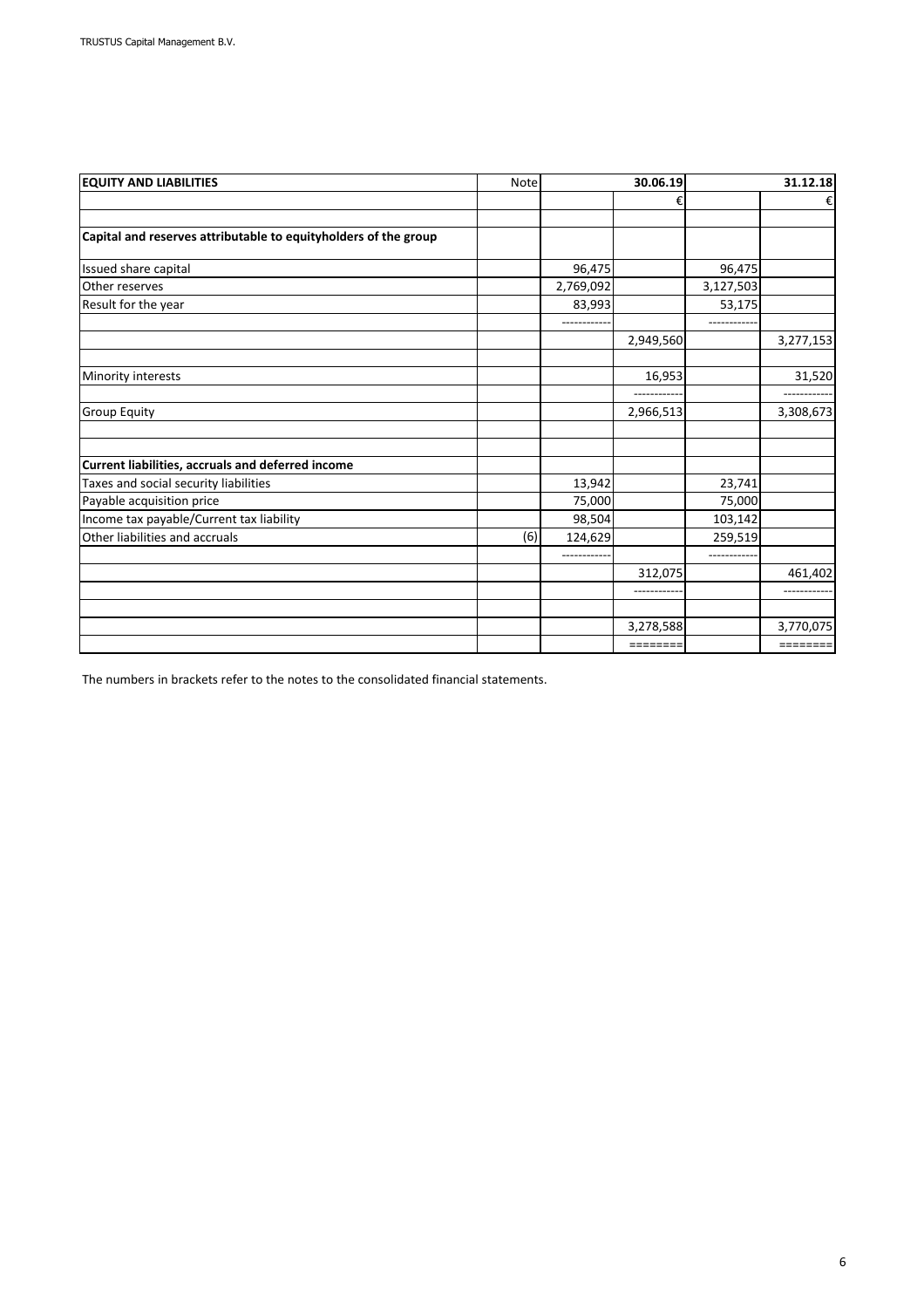| EQUITY AND LIABILITIES | Note | | 30.06.19 | | 31.12.18 |
|---|---|---|---|---|---|
| | | | € | | € |
| | | | | | |
| Capital and reserves attributable to equityholders of the group | | | | | |
| Issued share capital | | 96,475 | | 96,475 | |
| Other reserves | | 2,769,092 | | 3,127,503 | |
| Result for the year | | 83,993 | | 53,175 | |
| | | ----------- | | ----------- | |
| | | | 2,949,560 | | 3,277,153 |
| | | | | | |
| Minority interests | | | 16,953 | | 31,520 |
| | | | ----------- | | ----------- |
| Group Equity | | | 2,966,513 | | 3,308,673 |
| | | | | | |
| | | | | | |
| Current liabilities, accruals and deferred income | | | | | |
| Taxes and social security liabilities | | 13,942 | | 23,741 | |
| Payable acquisition price | | 75,000 | | 75,000 | |
| Income tax payable/Current tax liability | | 98,504 | | 103,142 | |
| Other liabilities and accruals | (6) | 124,629 | | 259,519 | |
| | | ----------- | | ----------- | |
| | | | 312,075 | | 461,402 |
| | | | ----------- | | ----------- |
| | | | | | |
| | | | 3,278,588 | | 3,770,075 |
| | | | ======== | | ======== |

The numbers in brackets refer to the notes to the consolidated financial statements.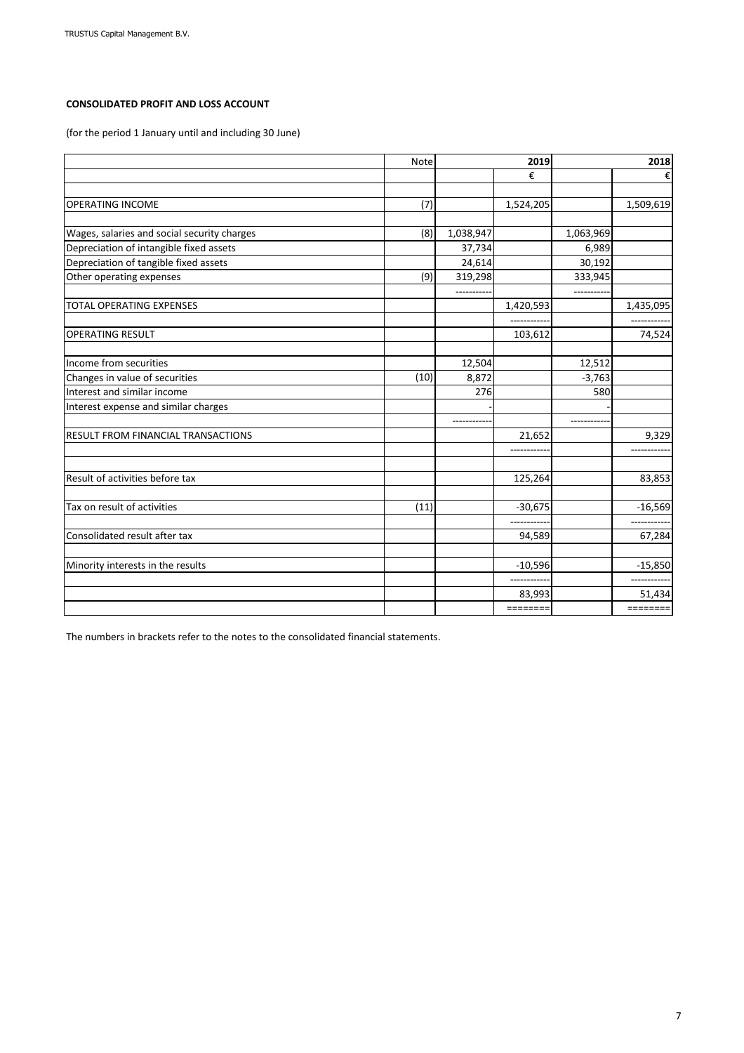**CONSOLIDATED PROFIT AND LOSS ACCOUNT**

(for the period 1 January until and including 30 June)

| | Note | | 2019 | | 2018 |
|---|---|---|---|---|---|
| | | | € | | € |
| | | | | | |
| OPERATING INCOME | (7) | | 1,524,205 | | 1,509,619 |
| | | | | | |
| Wages, salaries and social security charges | (8) | 1,038,947 | | 1,063,969 | |
| Depreciation of intangible fixed assets | | 37,734 | | 6,989 | |
| Depreciation of tangible fixed assets | | 24,614 | | 30,192 | |
| Other operating expenses | (9) | 319,298 | | 333,945 | |
| | | ---------- | | ---------- | |
| TOTAL OPERATING EXPENSES | | | 1,420,593 | | 1,435,095 |
| | | | ----------- | | ----------- |
| OPERATING RESULT | | | 103,612 | | 74,524 |
| | | | | | |
| Income from securities | | 12,504 | | 12,512 | |
| Changes in value of securities | (10) | 8,872 | | -3,763 | |
| Interest and similar income | | 276 | | 580 | |
| Interest expense and similar charges | | - | | - | |
| | | ----------- | | ----------- | |
| RESULT FROM FINANCIAL TRANSACTIONS | | | 21,652 | | 9,329 |
| | | | ----------- | | ----------- |
| | | | | | |
| Result of activities before tax | | | 125,264 | | 83,853 |
| | | | | | |
| Tax on result of activities | (11) | | -30,675 | | -16,569 |
| | | | ----------- | | ----------- |
| Consolidated result after tax | | | 94,589 | | 67,284 |
| | | | | | |
| Minority interests in the results | | | -10,596 | | -15,850 |
| | | | ----------- | | ----------- |
| | | | 83,993 | | 51,434 |
| | | | ======== | | ======== |

The numbers in brackets refer to the notes to the consolidated financial statements.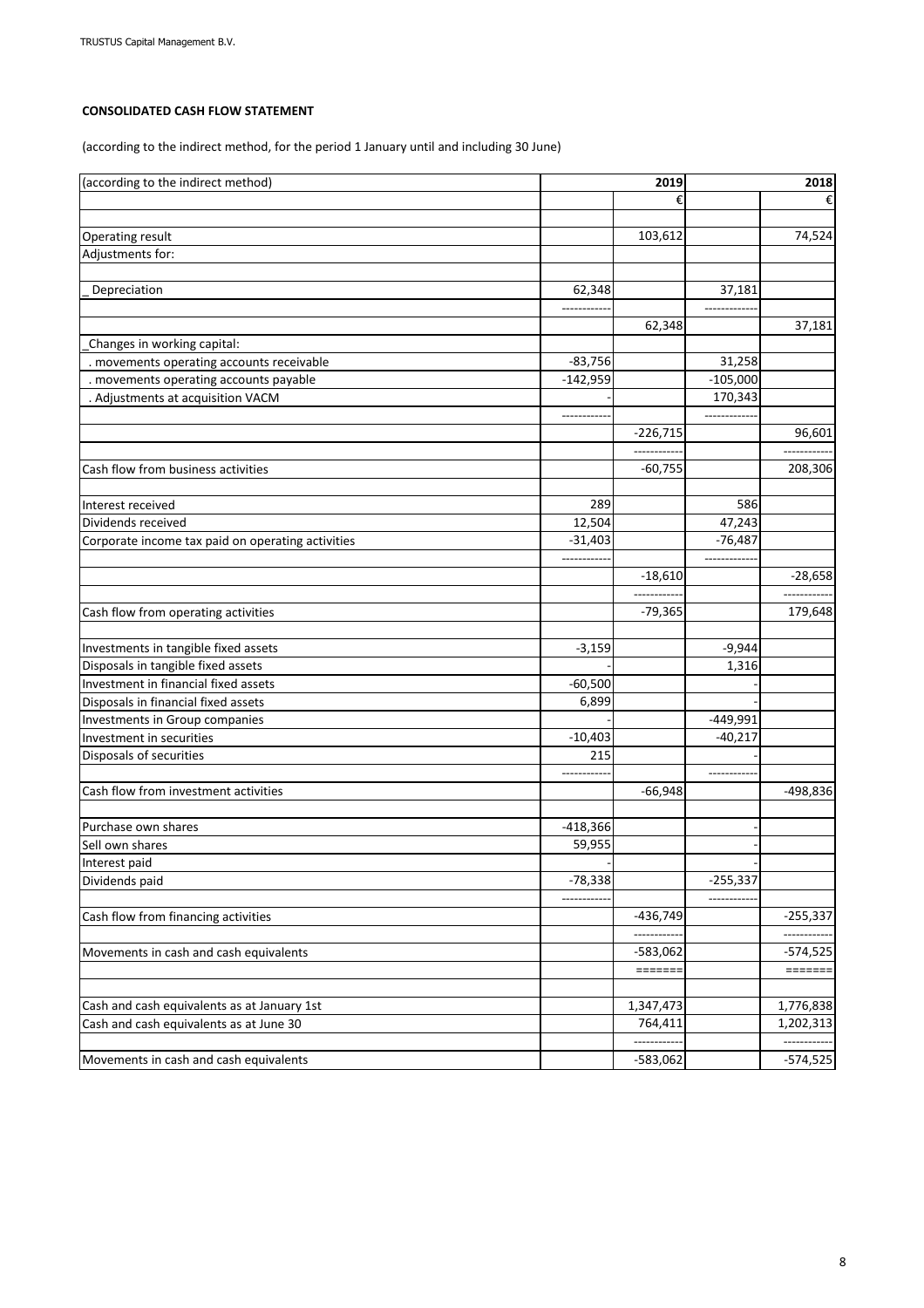**CONSOLIDATED CASH FLOW STATEMENT**

(according to the indirect method, for the period 1 January until and including 30 June)

| (according to the indirect method) | | 2019 | | 2018 |
|---|---|---|---|---|
| | | € | | € |
| Operating result | | 103,612 | | 74,524 |
| Adjustments for: | | | | |
| _ Depreciation | 62,348 | | 37,181 | |
| | | 62,348 | | 37,181 |
| _Changes in working capital: | | | | |
| . movements operating accounts receivable | -83,756 | | 31,258 | |
| . movements operating accounts payable | -142,959 | | -105,000 | |
| . Adjustments at acquisition VACM | - | | 170,343 | |
| | | -226,715 | | 96,601 |
| Cash flow from business activities | | -60,755 | | 208,306 |
| Interest received | 289 | | 586 | |
| Dividends received | 12,504 | | 47,243 | |
| Corporate income tax paid on operating activities | -31,403 | | -76,487 | |
| | | -18,610 | | -28,658 |
| Cash flow from operating activities | | -79,365 | | 179,648 |
| Investments in tangible fixed assets | -3,159 | | -9,944 | |
| Disposals in tangible fixed assets | - | | 1,316 | |
| Investment in financial fixed assets | -60,500 | | - | |
| Disposals in financial fixed assets | 6,899 | | - | |
| Investments in Group companies | - | | -449,991 | |
| Investment in securities | -10,403 | | -40,217 | |
| Disposals of securities | 215 | | - | |
| Cash flow from investment activities | | -66,948 | | -498,836 |
| Purchase own shares | -418,366 | | - | |
| Sell own shares | 59,955 | | - | |
| Interest paid | - | | - | |
| Dividends paid | -78,338 | | -255,337 | |
| Cash flow from financing activities | | -436,749 | | -255,337 |
| Movements in cash and cash equivalents | | -583,062 | | -574,525 |
| Cash and cash equivalents as at January 1st | | 1,347,473 | | 1,776,838 |
| Cash and cash equivalents as at June 30 | | 764,411 | | 1,202,313 |
| Movements in cash and cash equivalents | | -583,062 | | -574,525 |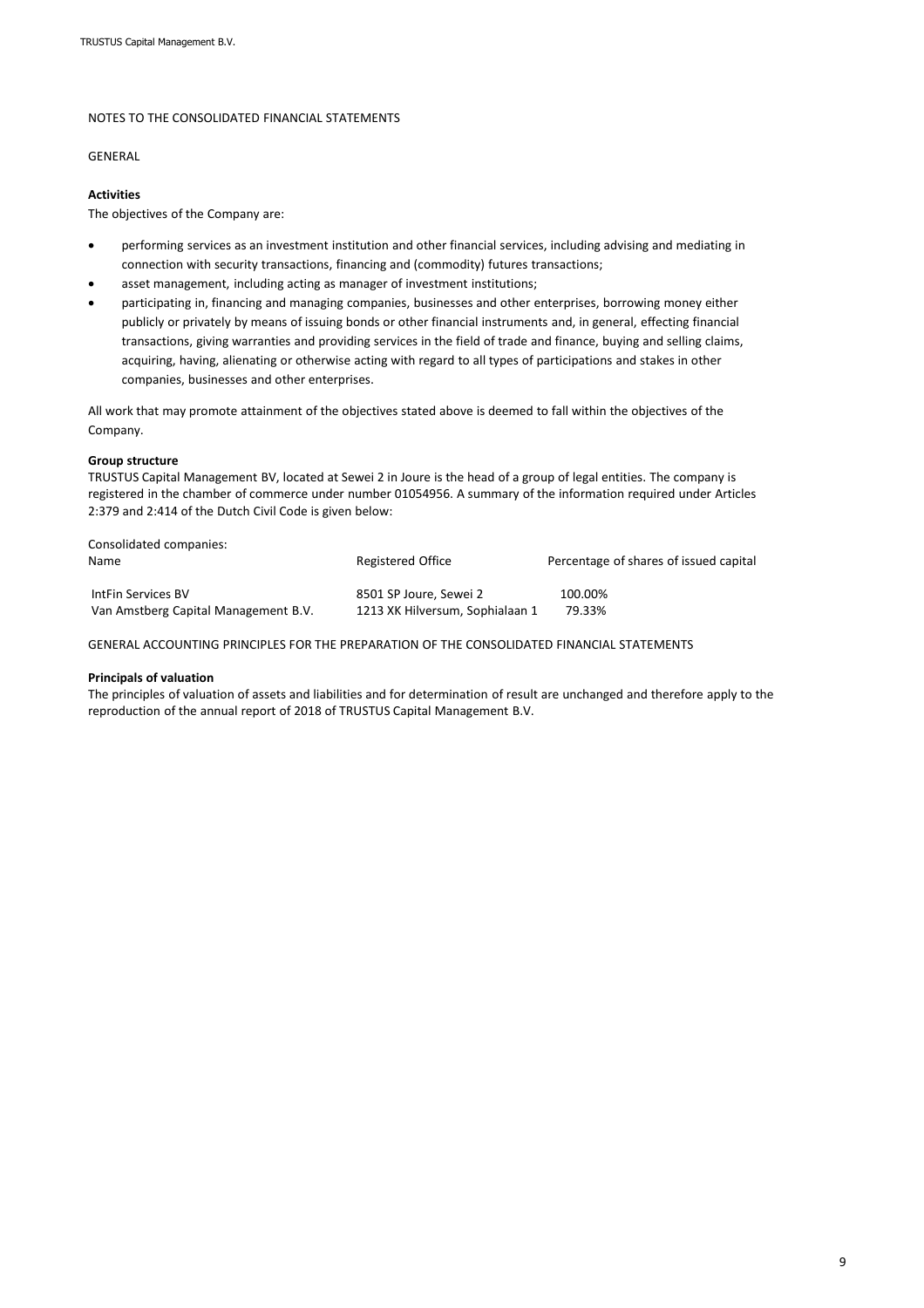## NOTES TO THE CONSOLIDATED FINANCIAL STATEMENTS

### GENERAL

**Activities**

The objectives of the Company are:

- performing services as an investment institution and other financial services, including advising and mediating in connection with security transactions, financing and (commodity) futures transactions;
- asset management, including acting as manager of investment institutions;
- participating in, financing and managing companies, businesses and other enterprises, borrowing money either publicly or privately by means of issuing bonds or other financial instruments and, in general, effecting financial transactions, giving warranties and providing services in the field of trade and finance, buying and selling claims, acquiring, having, alienating or otherwise acting with regard to all types of participations and stakes in other companies, businesses and other enterprises.

All work that may promote attainment of the objectives stated above is deemed to fall within the objectives of the Company.

**Group structure**

TRUSTUS Capital Management BV, located at Sewei 2 in Joure is the head of a group of legal entities. The company is registered in the chamber of commerce under number 01054956. A summary of the information required under Articles 2:379 and 2:414 of the Dutch Civil Code is given below:

Consolidated companies:

| Name | Registered Office | Percentage of shares of issued capital |
|---|---|---|
| IntFin Services BV | 8501 SP Joure, Sewei 2 | 100.00% |
| Van Amstberg Capital Management B.V. | 1213 XK Hilversum, Sophialaan 1 | 79.33% |

### GENERAL ACCOUNTING PRINCIPLES FOR THE PREPARATION OF THE CONSOLIDATED FINANCIAL STATEMENTS

**Principals of valuation**

The principles of valuation of assets and liabilities and for determination of result are unchanged and therefore apply to the reproduction of the annual report of 2018 of TRUSTUS Capital Management B.V.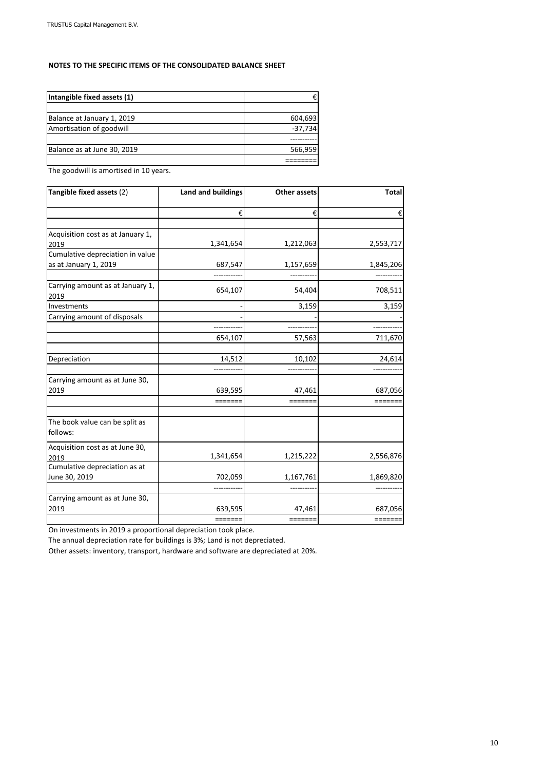## NOTES TO THE SPECIFIC ITEMS OF THE CONSOLIDATED BALANCE SHEET

| Intangible fixed assets (1) | € |
|---|---|
| Balance at January 1, 2019 | 604,693 |
| Amortisation of goodwill | -37,734 |
| | ---------- |
| Balance as at June 30, 2019 | 566,959 |
| | ======= |

The goodwill is amortised in 10 years.

| Tangible fixed assets (2) | Land and buildings | Other assets | Total |
|---|---|---|---|
| | € | € | € |
| Acquisition cost as at January 1, 2019 | 1,341,654 | 1,212,063 | 2,553,717 |
| Cumulative depreciation in value as at January 1, 2019 | 687,547 | 1,157,659 | 1,845,206 |
| | ----------- | ---------- | ---------- |
| Carrying amount as at January 1, 2019 | 654,107 | 54,404 | 708,511 |
| Investments | - | 3,159 | 3,159 |
| Carrying amount of disposals | - | - | - |
| | ----------- | ----------- | ----------- |
| | 654,107 | 57,563 | 711,670 |
| Depreciation | 14,512 | 10,102 | 24,614 |
| | ----------- | ----------- | ----------- |
| Carrying amount as at June 30, 2019 | 639,595 | 47,461 | 687,056 |
| | ======= | ======= | ======= |
| The book value can be split as follows: | | | |
| Acquisition cost as at June 30, 2019 | 1,341,654 | 1,215,222 | 2,556,876 |
| Cumulative depreciation as at June 30, 2019 | 702,059 | 1,167,761 | 1,869,820 |
| | ----------- | ---------- | ---------- |
| Carrying amount as at June 30, 2019 | 639,595 | 47,461 | 687,056 |
| | ======= | ======= | ======= |

On investments in 2019 a proportional depreciation took place.

The annual depreciation rate for buildings is 3%; Land is not depreciated.

Other assets: inventory, transport, hardware and software are depreciated at 20%.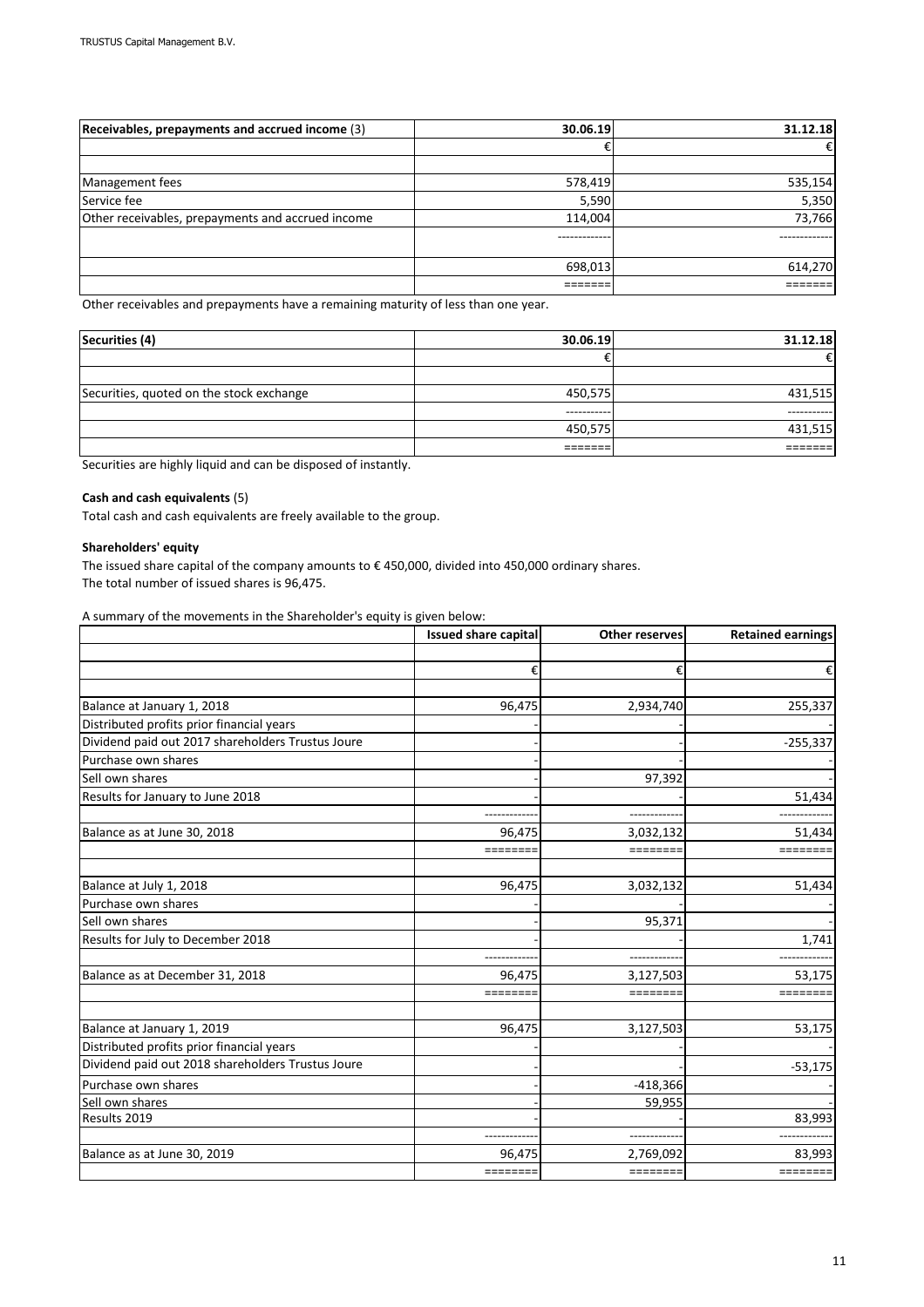| Receivables, prepayments and accrued income (3) | 30.06.19 | 31.12.18 |
|---|---|---|
| | € | € |
| | | |
| Management fees | 578,419 | 535,154 |
| Service fee | 5,590 | 5,350 |
| Other receivables, prepayments and accrued income | 114,004 | 73,766 |
| | ------------ | ------------ |
| | 698,013 | 614,270 |
| | ======= | ======= |

Other receivables and prepayments have a remaining maturity of less than one year.

| Securities (4) | 30.06.19 | 31.12.18 |
|---|---|---|
| | € | € |
| | | |
| Securities, quoted on the stock exchange | 450,575 | 431,515 |
| | ---------- | ---------- |
| | 450,575 | 431,515 |
| | ======= | ======= |

Securities are highly liquid and can be disposed of instantly.

**Cash and cash equivalents** (5)

Total cash and cash equivalents are freely available to the group.

**Shareholders' equity**

The issued share capital of the company amounts to € 450,000, divided into 450,000 ordinary shares.
The total number of issued shares is 96,475.

A summary of the movements in the Shareholder's equity is given below:

| | Issued share capital | Other reserves | Retained earnings |
|---|---|---|---|
| | | | |
| | € | € | € |
| | | | |
| Balance at January 1, 2018 | 96,475 | 2,934,740 | 255,337 |
| Distributed profits prior financial years | - | - | - |
| Dividend paid out 2017 shareholders Trustus Joure | - | - | -255,337 |
| Purchase own shares | - | - | - |
| Sell own shares | - | 97,392 | - |
| Results for January to June 2018 | - | - | 51,434 |
| | ------------ | ------------ | ------------ |
| Balance as at June 30, 2018 | 96,475 | 3,032,132 | 51,434 |
| | ======== | ======== | ======== |
| | | | |
| Balance at July 1, 2018 | 96,475 | 3,032,132 | 51,434 |
| Purchase own shares | - | - | - |
| Sell own shares | - | 95,371 | - |
| Results for July to December 2018 | - | - | 1,741 |
| | ------------ | ------------ | ------------ |
| Balance as at December 31, 2018 | 96,475 | 3,127,503 | 53,175 |
| | ======== | ======== | ======== |
| | | | |
| Balance at January 1, 2019 | 96,475 | 3,127,503 | 53,175 |
| Distributed profits prior financial years | - | - | - |
| Dividend paid out 2018 shareholders Trustus Joure | - | - | -53,175 |
| Purchase own shares | - | -418,366 | - |
| Sell own shares | - | 59,955 | - |
| Results 2019 | - | - | 83,993 |
| | ------------ | ------------ | ------------ |
| Balance as at June 30, 2019 | 96,475 | 2,769,092 | 83,993 |
| | ======== | ======== | ======== |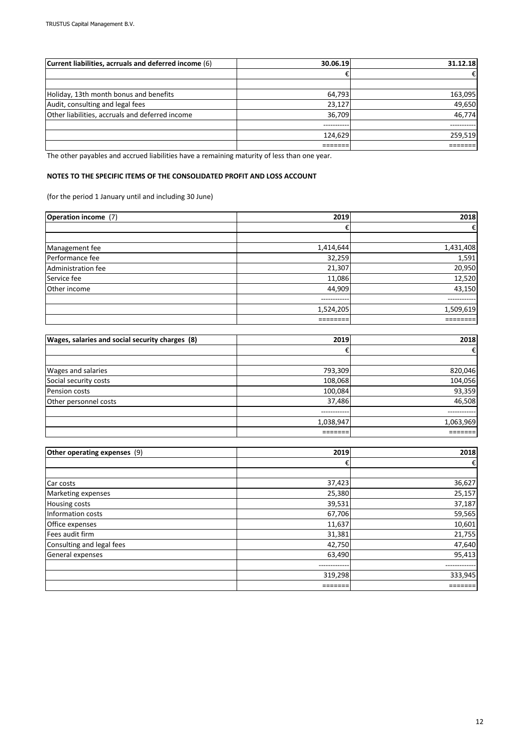| Current liabilities, acrruals and deferred income (6) | 30.06.19 | 31.12.18 |
|---|---|---|
| | € | € |
| | | |
| Holiday, 13th month bonus and benefits | 64,793 | 163,095 |
| Audit, consulting and legal fees | 23,127 | 49,650 |
| Other liabilities, accruals and deferred income | 36,709 | 46,774 |
| | ---------- | ---------- |
| | 124,629 | 259,519 |
| | ======= | ======= |

The other payables and accrued liabilities have a remaining maturity of less than one year.

**NOTES TO THE SPECIFIC ITEMS OF THE CONSOLIDATED PROFIT AND LOSS ACCOUNT**

(for the period 1 January until and including 30 June)

| Operation income (7) | 2019 | 2018 |
|---|---|---|
| | € | € |
| | | |
| Management fee | 1,414,644 | 1,431,408 |
| Performance fee | 32,259 | 1,591 |
| Administration fee | 21,307 | 20,950 |
| Service fee | 11,086 | 12,520 |
| Other income | 44,909 | 43,150 |
| | ----------- | ----------- |
| | 1,524,205 | 1,509,619 |
| | ======== | ======== |

| Wages, salaries and social security charges (8) | 2019 | 2018 |
|---|---|---|
| | € | € |
| | | |
| Wages and salaries | 793,309 | 820,046 |
| Social security costs | 108,068 | 104,056 |
| Pension costs | 100,084 | 93,359 |
| Other personnel costs | 37,486 | 46,508 |
| | ----------- | ----------- |
| | 1,038,947 | 1,063,969 |
| | ======= | ======= |

| Other operating expenses (9) | 2019 | 2018 |
|---|---|---|
| | € | € |
| | | |
| Car costs | 37,423 | 36,627 |
| Marketing expenses | 25,380 | 25,157 |
| Housing costs | 39,531 | 37,187 |
| Information costs | 67,706 | 59,565 |
| Office expenses | 11,637 | 10,601 |
| Fees audit firm | 31,381 | 21,755 |
| Consulting and legal fees | 42,750 | 47,640 |
| General expenses | 63,490 | 95,413 |
| | ------------ | ------------ |
| | 319,298 | 333,945 |
| | ======= | ======= |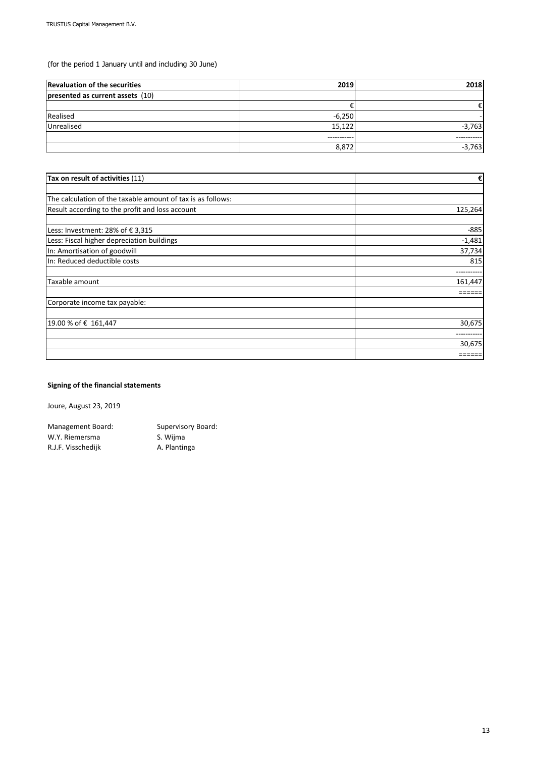(for the period 1 January until and including 30 June)

| Revaluation of the securities presented as current assets (10) | 2019 | 2018 |
|---|---|---|
| | € | € |
| Realised | -6,250 | - |
| Unrealised | 15,122 | -3,763 |
| | ---------- | ---------- |
| | 8,872 | -3,763 |

| Tax on result of activities (11) | € |
|---|---|
| | |
| The calculation of the taxable amount of tax is as follows: | |
| Result according to the profit and loss account | 125,264 |
| | |
| Less: Investment: 28% of € 3,315 | -885 |
| Less: Fiscal higher depreciation buildings | -1,481 |
| In: Amortisation of goodwill | 37,734 |
| In: Reduced deductible costs | 815 |
| | ---------- |
| Taxable amount | 161,447 |
| | ====== |
| Corporate income tax payable: | |
| | |
| 19.00 % of € 161,447 | 30,675 |
| | ---------- |
| | 30,675 |
| | ====== |

**Signing of the financial statements**

Joure, August 23, 2019

| Management Board: | Supervisory Board: |
|---|---|
| W.Y. Riemersma | S. Wijma |
| R.J.F. Visschedijk | A. Plantinga |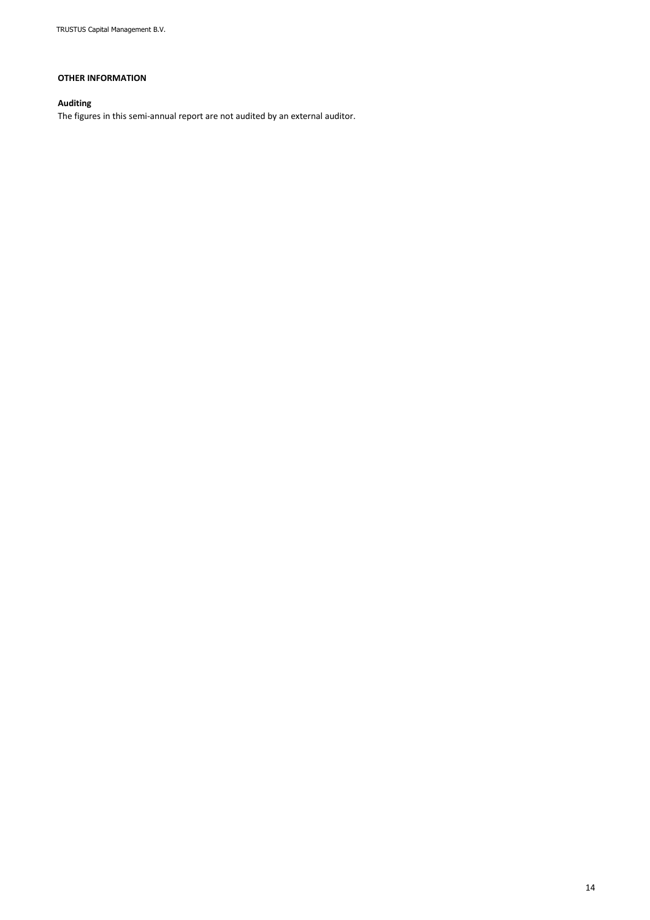## OTHER INFORMATION

### Auditing

The figures in this semi-annual report are not audited by an external auditor.